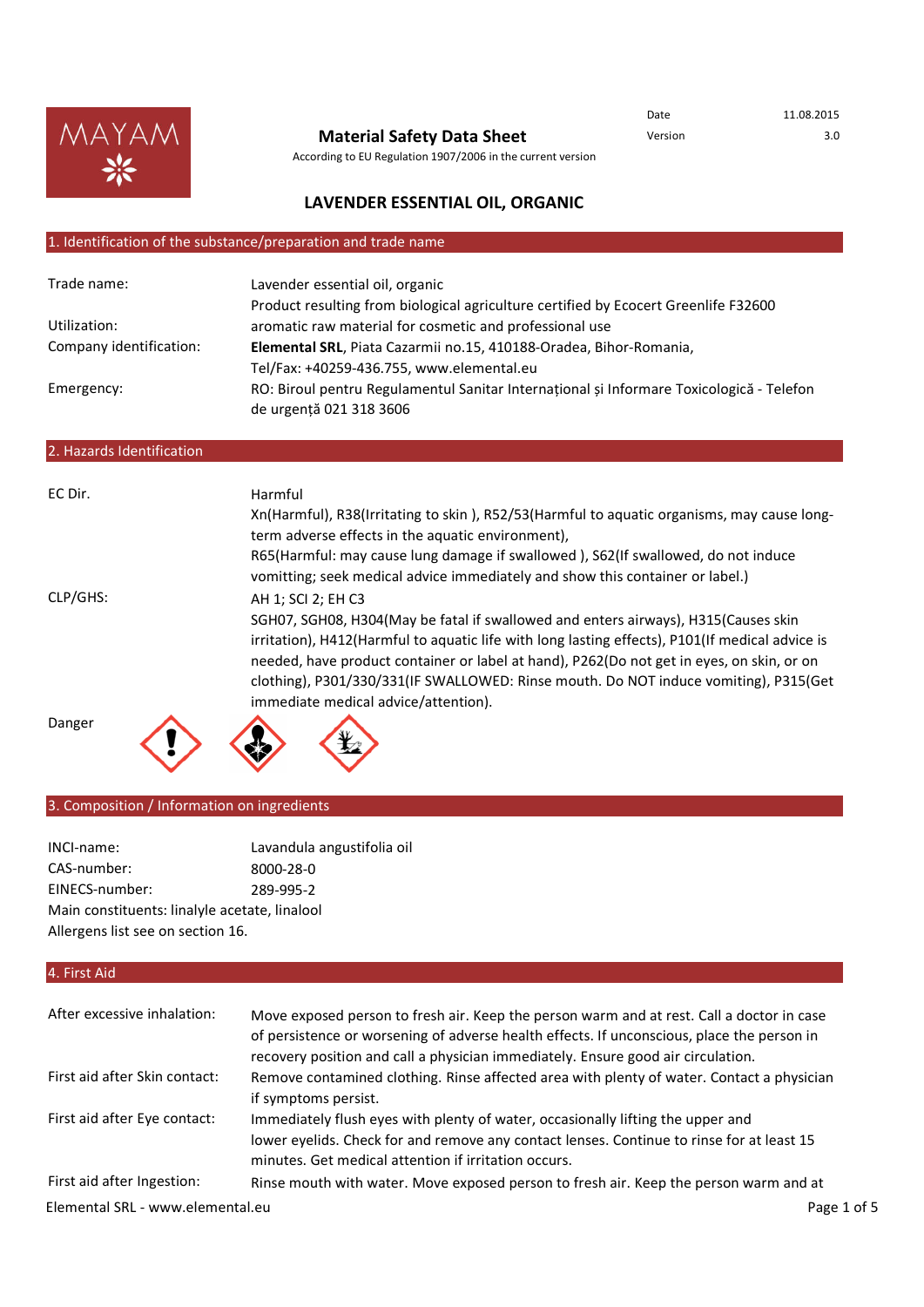MAYAM

# Material Safety Data Sheet

According to EU Regulation 1907/2006 in the current version

Date 11.08.2015
Version 3.0

## LAVENDER ESSENTIAL OIL, ORGANIC

## 1. Identification of the substance/preparation and trade name

| | |
|---|---|
| Trade name: | Lavender essential oil, organic<br>Product resulting from biological agriculture certified by Ecocert Greenlife F32600 |
| Utilization: | aromatic raw material for cosmetic and professional use |
| Company identification: | **Elemental SRL**, Piata Cazarmii no.15, 410188-Oradea, Bihor-Romania,<br>Tel/Fax: +40259-436.755, www.elemental.eu |
| Emergency: | RO: Biroul pentru Regulamentul Sanitar Internațional și Informare Toxicologică - Telefon de urgență 021 318 3606 |

## 2. Hazards Identification

| | |
|---|---|
| EC Dir. | Harmful<br>Xn(Harmful), R38(Irritating to skin ), R52/53(Harmful to aquatic organisms, may cause long-term adverse effects in the aquatic environment),<br>R65(Harmful: may cause lung damage if swallowed ), S62(If swallowed, do not induce vomitting; seek medical advice immediately and show this container or label.) |
| CLP/GHS: | AH 1; SCI 2; EH C3<br>SGH07, SGH08, H304(May be fatal if swallowed and enters airways), H315(Causes skin irritation), H412(Harmful to aquatic life with long lasting effects), P101(If medical advice is needed, have product container or label at hand), P262(Do not get in eyes, on skin, or on clothing), P301/330/331(IF SWALLOWED: Rinse mouth. Do NOT induce vomiting), P315(Get immediate medical advice/attention). |

Danger

## 3. Composition / Information on ingredients

| | |
|---|---|
| INCI-name: | Lavandula angustifolia oil |
| CAS-number: | 8000-28-0 |
| EINECS-number: | 289-995-2 |

Main constituents: linalyle acetate, linalool

Allergens list see on section 16.

## 4. First Aid

| | |
|---|---|
| After excessive inhalation: | Move exposed person to fresh air. Keep the person warm and at rest. Call a doctor in case of persistence or worsening of adverse health effects. If unconscious, place the person in recovery position and call a physician immediately. Ensure good air circulation. |
| First aid after Skin contact: | Remove contamined clothing. Rinse affected area with plenty of water. Contact a physician if symptoms persist. |
| First aid after Eye contact: | Immediately flush eyes with plenty of water, occasionally lifting the upper and lower eyelids. Check for and remove any contact lenses. Continue to rinse for at least 15 minutes. Get medical attention if irritation occurs. |
| First aid after Ingestion: | Rinse mouth with water. Move exposed person to fresh air. Keep the person warm and at |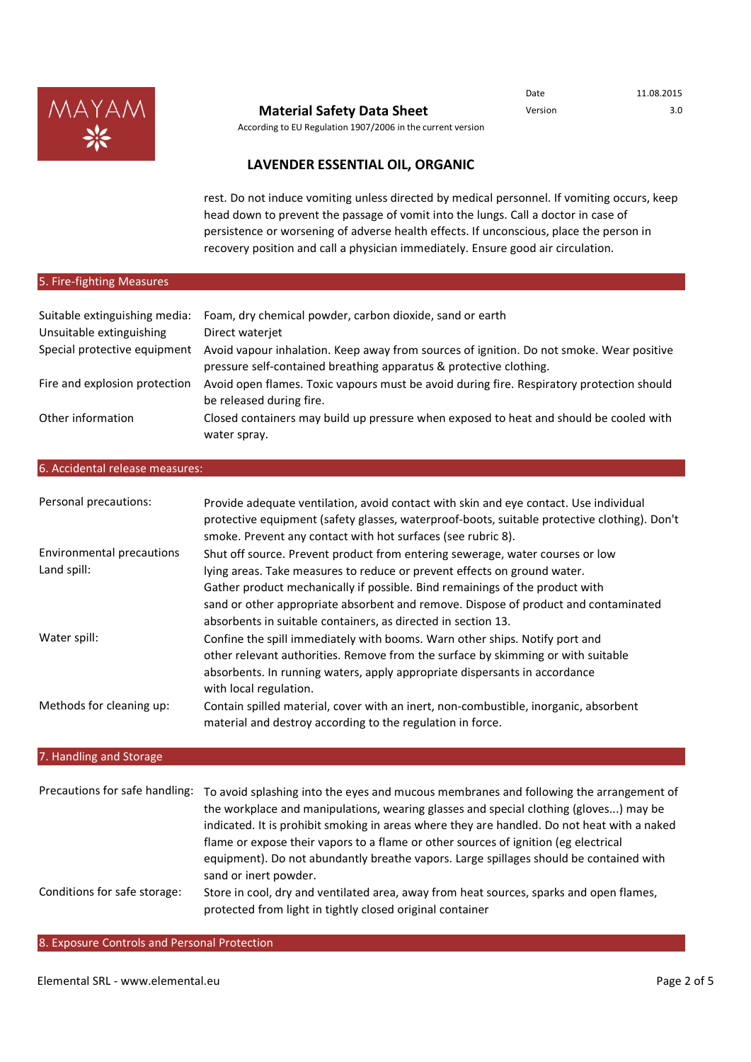rest. Do not induce vomiting unless directed by medical personnel. If vomiting occurs, keep head down to prevent the passage of vomit into the lungs. Call a doctor in case of persistence or worsening of adverse health effects. If unconscious, place the person in recovery position and call a physician immediately. Ensure good air circulation.

## 5. Fire-fighting Measures

| | |
|---|---|
| Suitable extinguishing media: | Foam, dry chemical powder, carbon dioxide, sand or earth |
| Unsuitable extinguishing | Direct waterjet |
| Special protective equipment | Avoid vapour inhalation. Keep away from sources of ignition. Do not smoke. Wear positive pressure self-contained breathing apparatus & protective clothing. |
| Fire and explosion protection | Avoid open flames. Toxic vapours must be avoid during fire. Respiratory protection should be released during fire. |
| Other information | Closed containers may build up pressure when exposed to heat and should be cooled with water spray. |

## 6. Accidental release measures:

| | |
|---|---|
| Personal precautions: | Provide adequate ventilation, avoid contact with skin and eye contact. Use individual protective equipment (safety glasses, waterproof-boots, suitable protective clothing). Don't smoke. Prevent any contact with hot surfaces (see rubric 8). |
| Environmental precautions | Shut off source. Prevent product from entering sewerage, water courses or low lying areas. Take measures to reduce or prevent effects on ground water. |
| Land spill: | Gather product mechanically if possible. Bind remainings of the product with sand or other appropriate absorbent and remove. Dispose of product and contaminated absorbents in suitable containers, as directed in section 13. |
| Water spill: | Confine the spill immediately with booms. Warn other ships. Notify port and other relevant authorities. Remove from the surface by skimming or with suitable absorbents. In running waters, apply appropriate dispersants in accordance with local regulation. |
| Methods for cleaning up: | Contain spilled material, cover with an inert, non-combustible, inorganic, absorbent material and destroy according to the regulation in force. |

## 7. Handling and Storage

| | |
|---|---|
| Precautions for safe handling: | To avoid splashing into the eyes and mucous membranes and following the arrangement of the workplace and manipulations, wearing glasses and special clothing (gloves...) may be indicated. It is prohibit smoking in areas where they are handled. Do not heat with a naked flame or expose their vapors to a flame or other sources of ignition (eg electrical equipment). Do not abundantly breathe vapors. Large spillages should be contained with sand or inert powder. |
| Conditions for safe storage: | Store in cool, dry and ventilated area, away from heat sources, sparks and open flames, protected from light in tightly closed original container |

## 8. Exposure Controls and Personal Protection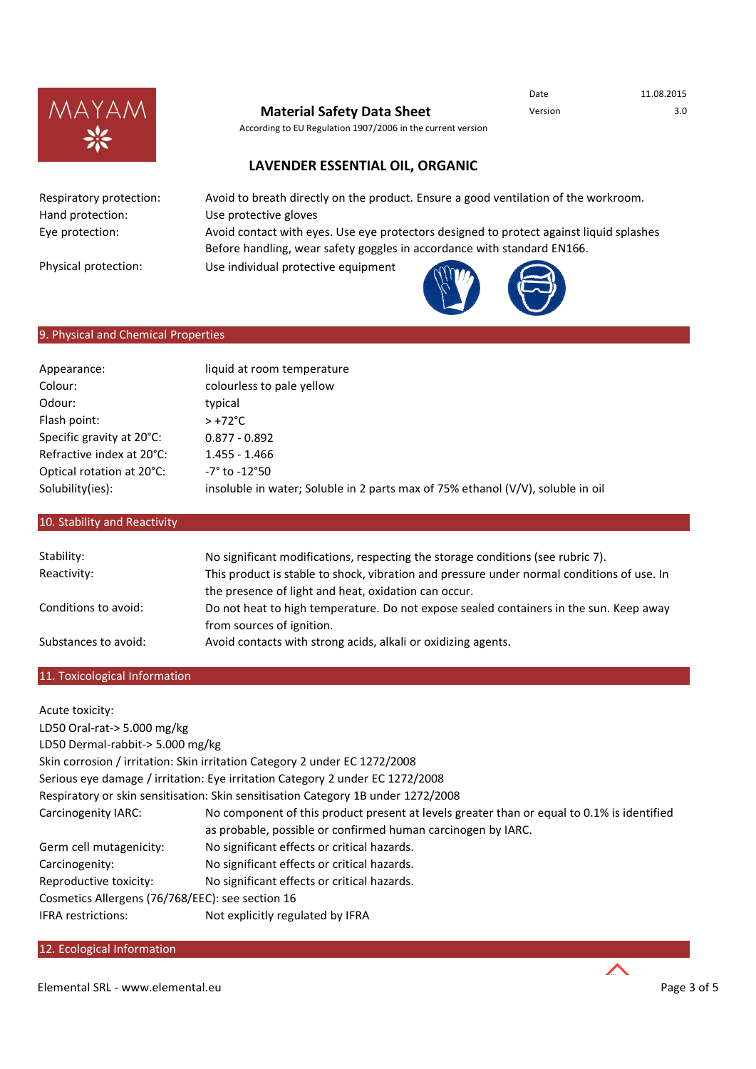Respiratory protection: Avoid to breath directly on the product. Ensure a good ventilation of the workroom.
Hand protection: Use protective gloves
Eye protection: Avoid contact with eyes. Use eye protectors designed to protect against liquid splashes Before handling, wear safety goggles in accordance with standard EN166.
Physical protection: Use individual protective equipment

## 9. Physical and Chemical Properties

| | |
|---|---|
| Appearance: | liquid at room temperature |
| Colour: | colourless to pale yellow |
| Odour: | typical |
| Flash point: | > +72°C |
| Specific gravity at 20°C: | 0.877 - 0.892 |
| Refractive index at 20°C: | 1.455 - 1.466 |
| Optical rotation at 20°C: | -7° to -12°50 |
| Solubility(ies): | insoluble in water; Soluble in 2 parts max of 75% ethanol (V/V), soluble in oil |

## 10. Stability and Reactivity

| | |
|---|---|
| Stability: | No significant modifications, respecting the storage conditions (see rubric 7). |
| Reactivity: | This product is stable to shock, vibration and pressure under normal conditions of use. In the presence of light and heat, oxidation can occur. |
| Conditions to avoid: | Do not heat to high temperature. Do not expose sealed containers in the sun. Keep away from sources of ignition. |
| Substances to avoid: | Avoid contacts with strong acids, alkali or oxidizing agents. |

## 11. Toxicological Information

Acute toxicity:
LD50 Oral-rat-> 5.000 mg/kg
LD50 Dermal-rabbit-> 5.000 mg/kg
Skin corrosion / irritation: Skin irritation Category 2 under EC 1272/2008
Serious eye damage / irritation: Eye irritation Category 2 under EC 1272/2008
Respiratory or skin sensitisation: Skin sensitisation Category 1B under 1272/2008

| | |
|---|---|
| Carcinogenity IARC: | No component of this product present at levels greater than or equal to 0.1% is identified as probable, possible or confirmed human carcinogen by IARC. |
| Germ cell mutagenicity: | No significant effects or critical hazards. |
| Carcinogenity: | No significant effects or critical hazards. |
| Reproductive toxicity: | No significant effects or critical hazards. |

Cosmetics Allergens (76/768/EEC): see section 16
IFRA restrictions: Not explicitly regulated by IFRA

## 12. Ecological Information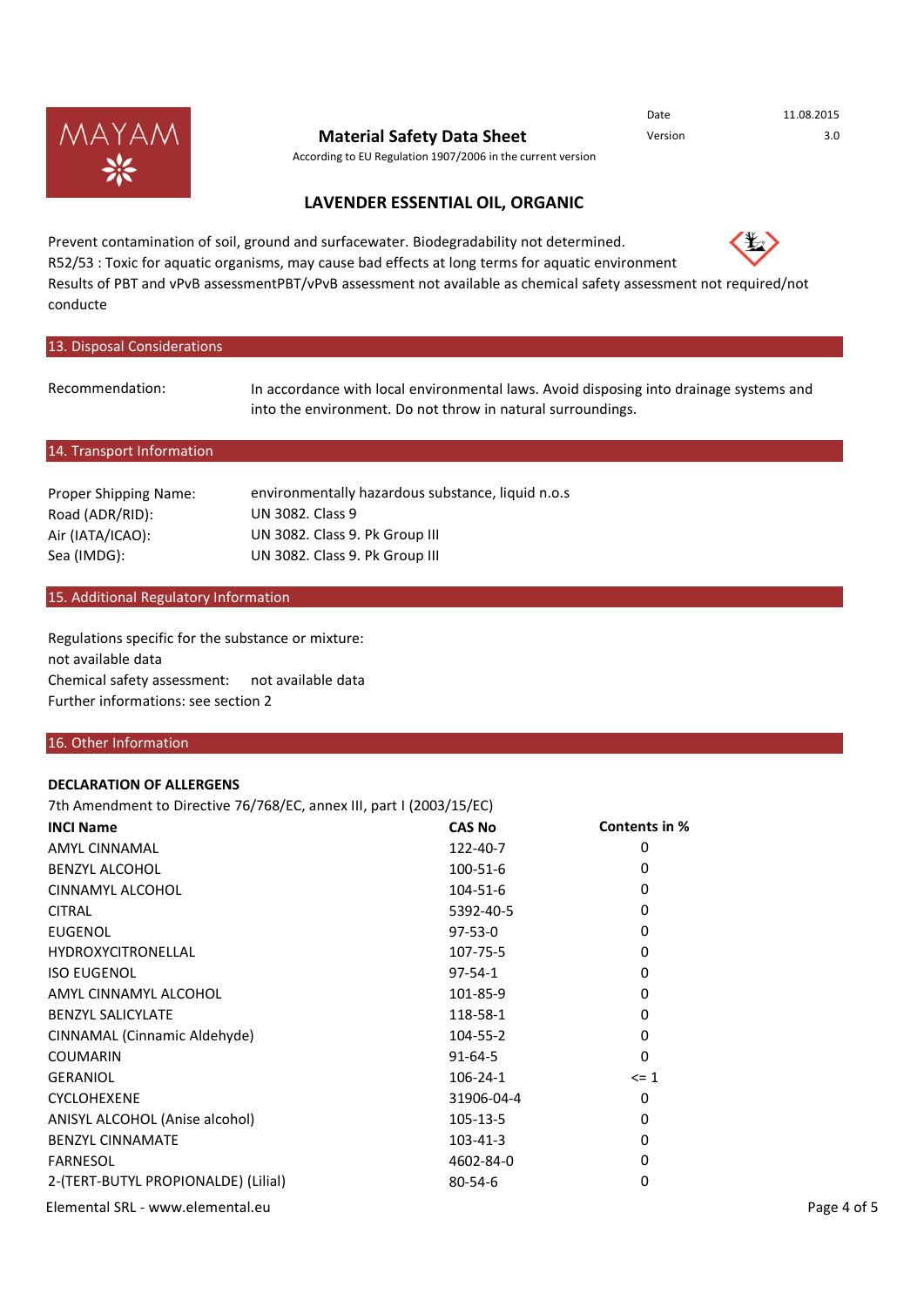**Material Safety Data Sheet**

According to EU Regulation 1907/2006 in the current version

Date 11.08.2015
Version 3.0

## LAVENDER ESSENTIAL OIL, ORGANIC

Prevent contamination of soil, ground and surfacewater. Biodegradability not determined.
R52/53 : Toxic for aquatic organisms, may cause bad effects at long terms for aquatic environment
Results of PBT and vPvB assessmentPBT/vPvB assessment not available as chemical safety assessment not required/not conducte

## 13. Disposal Considerations

| | |
|---|---|
| Recommendation: | In accordance with local environmental laws. Avoid disposing into drainage systems and into the environment. Do not throw in natural surroundings. |

## 14. Transport Information

| | |
|---|---|
| Proper Shipping Name: | environmentally hazardous substance, liquid n.o.s |
| Road (ADR/RID): | UN 3082. Class 9 |
| Air (IATA/ICAO): | UN 3082. Class 9. Pk Group III |
| Sea (IMDG): | UN 3082. Class 9. Pk Group III |

## 15. Additional Regulatory Information

Regulations specific for the substance or mixture:
not available data
Chemical safety assessment: not available data
Further informations: see section 2

## 16. Other Information

**DECLARATION OF ALLERGENS**

7th Amendment to Directive 76/768/EC, annex III, part I (2003/15/EC)

| INCI Name | CAS No | Contents in % |
|---|---|---|
| AMYL CINNAMAL | 122-40-7 | 0 |
| BENZYL ALCOHOL | 100-51-6 | 0 |
| CINNAMYL ALCOHOL | 104-51-6 | 0 |
| CITRAL | 5392-40-5 | 0 |
| EUGENOL | 97-53-0 | 0 |
| HYDROXYCITRONELLAL | 107-75-5 | 0 |
| ISO EUGENOL | 97-54-1 | 0 |
| AMYL CINNAMYL ALCOHOL | 101-85-9 | 0 |
| BENZYL SALICYLATE | 118-58-1 | 0 |
| CINNAMAL (Cinnamic Aldehyde) | 104-55-2 | 0 |
| COUMARIN | 91-64-5 | 0 |
| GERANIOL | 106-24-1 | <= 1 |
| CYCLOHEXENE | 31906-04-4 | 0 |
| ANISYL ALCOHOL (Anise alcohol) | 105-13-5 | 0 |
| BENZYL CINNAMATE | 103-41-3 | 0 |
| FARNESOL | 4602-84-0 | 0 |
| 2-(TERT-BUTYL PROPIONALDE) (Lilial) | 80-54-6 | 0 |

Elemental SRL - www.elemental.eu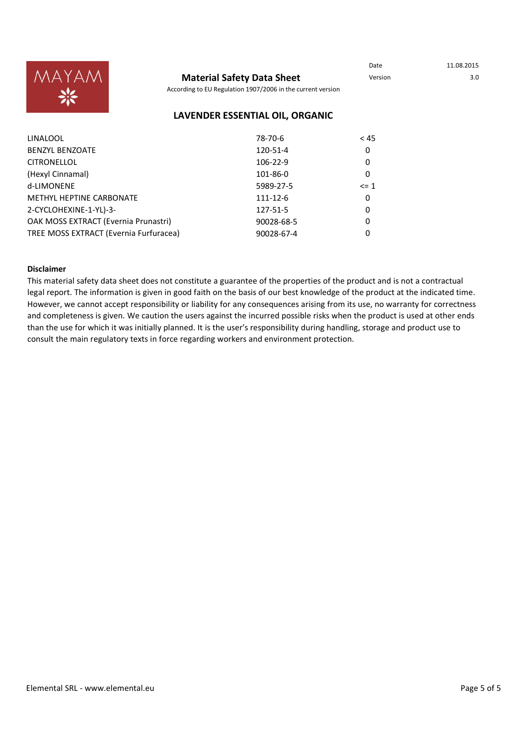| | | |
|---|---|---|
| LINALOOL | 78-70-6 | < 45 |
| BENZYL BENZOATE | 120-51-4 | 0 |
| CITRONELLOL | 106-22-9 | 0 |
| (Hexyl Cinnamal) | 101-86-0 | 0 |
| d-LIMONENE | 5989-27-5 | <= 1 |
| METHYL HEPTINE CARBONATE | 111-12-6 | 0 |
| 2-CYCLOHEXINE-1-YL)-3- | 127-51-5 | 0 |
| OAK MOSS EXTRACT (Evernia Prunastri) | 90028-68-5 | 0 |
| TREE MOSS EXTRACT (Evernia Furfuracea) | 90028-67-4 | 0 |

**Disclaimer**

This material safety data sheet does not constitute a guarantee of the properties of the product and is not a contractual legal report. The information is given in good faith on the basis of our best knowledge of the product at the indicated time. However, we cannot accept responsibility or liability for any consequences arising from its use, no warranty for correctness and completeness is given. We caution the users against the incurred possible risks when the product is used at other ends than the use for which it was initially planned. It is the user's responsibility during handling, storage and product use to consult the main regulatory texts in force regarding workers and environment protection.